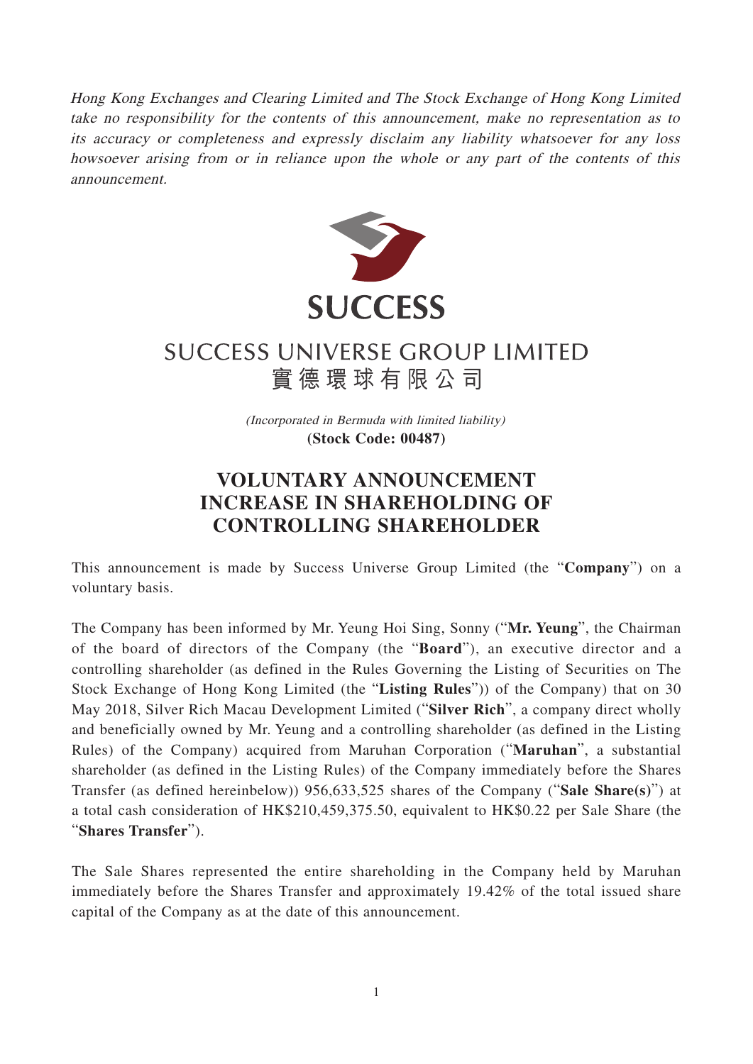*Hong Kong Exchanges and Clearing Limited and The Stock Exchange of Hong Kong Limited take no responsibility for the contents of this announcement, make no representation as to its accuracy or completeness and expressly disclaim any liability whatsoever for any loss howsoever arising from or in reliance upon the whole or any part of the contents of this announcement.*

**SUCCESS**

# SUCCESS UNIVERSE GROUP LIMITED
# 實德環球有限公司

*(Incorporated in Bermuda with limited liability)*
**(Stock Code: 00487)**

## VOLUNTARY ANNOUNCEMENT
## INCREASE IN SHAREHOLDING OF CONTROLLING SHAREHOLDER

This announcement is made by Success Universe Group Limited (the "**Company**") on a voluntary basis.

The Company has been informed by Mr. Yeung Hoi Sing, Sonny ("**Mr. Yeung**", the Chairman of the board of directors of the Company (the "**Board**"), an executive director and a controlling shareholder (as defined in the Rules Governing the Listing of Securities on The Stock Exchange of Hong Kong Limited (the "**Listing Rules**")) of the Company) that on 30 May 2018, Silver Rich Macau Development Limited ("**Silver Rich**", a company direct wholly and beneficially owned by Mr. Yeung and a controlling shareholder (as defined in the Listing Rules) of the Company) acquired from Maruhan Corporation ("**Maruhan**", a substantial shareholder (as defined in the Listing Rules) of the Company immediately before the Shares Transfer (as defined hereinbelow)) 956,633,525 shares of the Company ("**Sale Share(s)**") at a total cash consideration of HK$210,459,375.50, equivalent to HK$0.22 per Sale Share (the "**Shares Transfer**").

The Sale Shares represented the entire shareholding in the Company held by Maruhan immediately before the Shares Transfer and approximately 19.42% of the total issued share capital of the Company as at the date of this announcement.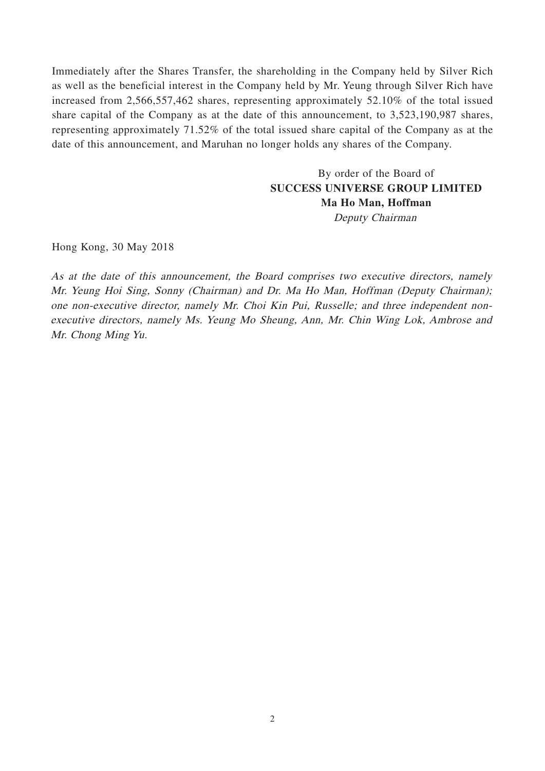Immediately after the Shares Transfer, the shareholding in the Company held by Silver Rich as well as the beneficial interest in the Company held by Mr. Yeung through Silver Rich have increased from 2,566,557,462 shares, representing approximately 52.10% of the total issued share capital of the Company as at the date of this announcement, to 3,523,190,987 shares, representing approximately 71.52% of the total issued share capital of the Company as at the date of this announcement, and Maruhan no longer holds any shares of the Company.

By order of the Board of
**SUCCESS UNIVERSE GROUP LIMITED**
**Ma Ho Man, Hoffman**
*Deputy Chairman*

Hong Kong, 30 May 2018

*As at the date of this announcement, the Board comprises two executive directors, namely Mr. Yeung Hoi Sing, Sonny (Chairman) and Dr. Ma Ho Man, Hoffman (Deputy Chairman); one non-executive director, namely Mr. Choi Kin Pui, Russelle; and three independent non-executive directors, namely Ms. Yeung Mo Sheung, Ann, Mr. Chin Wing Lok, Ambrose and Mr. Chong Ming Yu.*